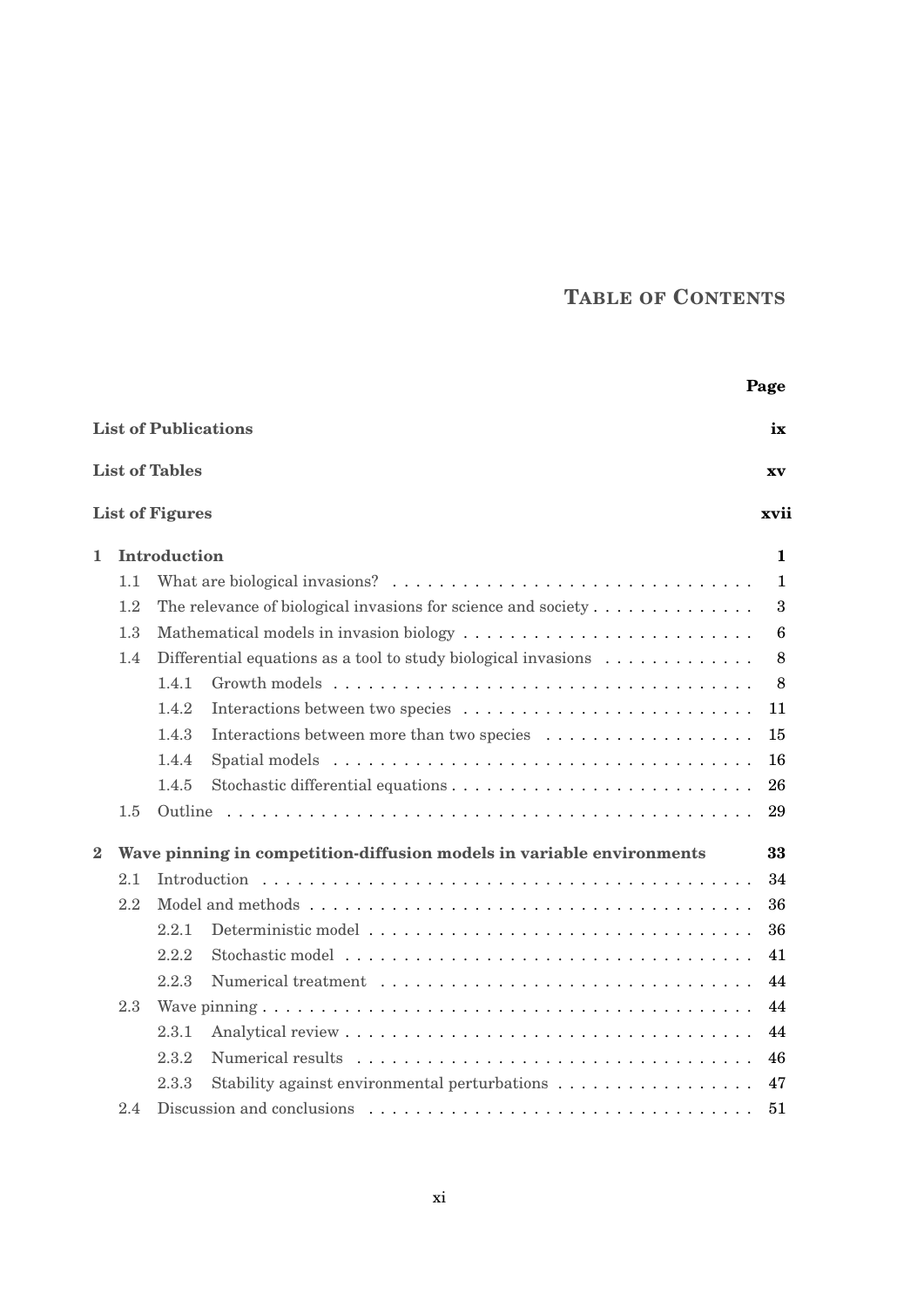# Table of Contents

| | Page |
|---|---|
| **List of Publications** | **ix** |
| **List of Tables** | **xv** |
| **List of Figures** | **xvii** |
| **1 Introduction** | **1** |
| 1.1 What are biological invasions? | 1 |
| 1.2 The relevance of biological invasions for science and society | 3 |
| 1.3 Mathematical models in invasion biology | 6 |
| 1.4 Differential equations as a tool to study biological invasions | 8 |
| 1.4.1 Growth models | 8 |
| 1.4.2 Interactions between two species | 11 |
| 1.4.3 Interactions between more than two species | 15 |
| 1.4.4 Spatial models | 16 |
| 1.4.5 Stochastic differential equations | 26 |
| 1.5 Outline | 29 |
| **2 Wave pinning in competition-diffusion models in variable environments** | **33** |
| 2.1 Introduction | 34 |
| 2.2 Model and methods | 36 |
| 2.2.1 Deterministic model | 36 |
| 2.2.2 Stochastic model | 41 |
| 2.2.3 Numerical treatment | 44 |
| 2.3 Wave pinning | 44 |
| 2.3.1 Analytical review | 44 |
| 2.3.2 Numerical results | 46 |
| 2.3.3 Stability against environmental perturbations | 47 |
| 2.4 Discussion and conclusions | 51 |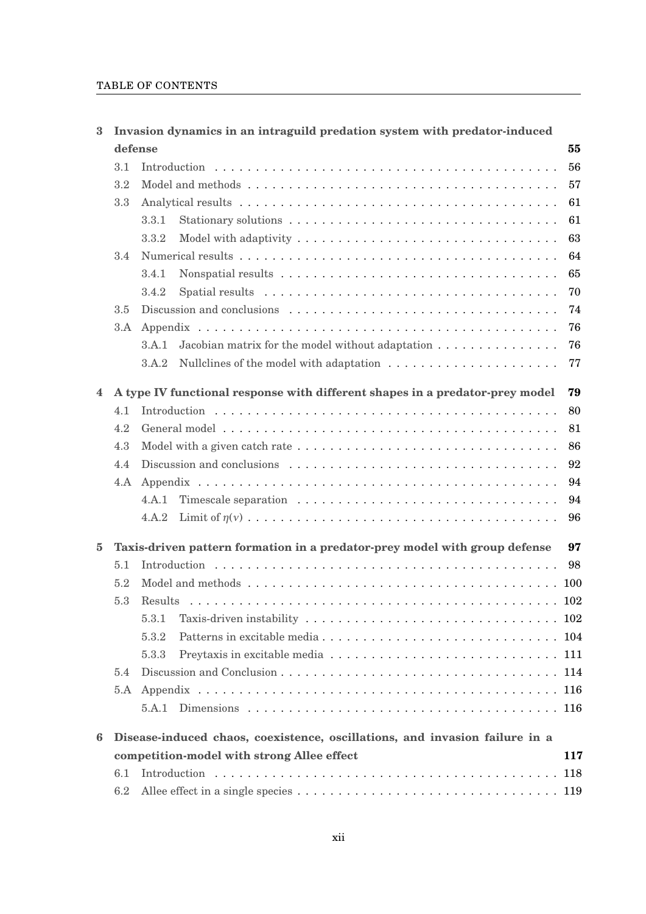**3 Invasion dynamics in an intraguild predation system with predator-induced defense** **55**

- 3.1 Introduction . . . . . . . . . . 56
- 3.2 Model and methods . . . . . . . . . . 57
- 3.3 Analytical results . . . . . . . . . . 61
  - 3.3.1 Stationary solutions . . . . . . . . . . 61
  - 3.3.2 Model with adaptivity . . . . . . . . . . 63
- 3.4 Numerical results . . . . . . . . . . 64
  - 3.4.1 Nonspatial results . . . . . . . . . . 65
  - 3.4.2 Spatial results . . . . . . . . . . 70
- 3.5 Discussion and conclusions . . . . . . . . . . 74
- 3.A Appendix . . . . . . . . . . 76
  - 3.A.1 Jacobian matrix for the model without adaptation . . . . . . . . . . 76
  - 3.A.2 Nullclines of the model with adaptation . . . . . . . . . . 77

**4 A type IV functional response with different shapes in a predator-prey model** **79**

- 4.1 Introduction . . . . . . . . . . 80
- 4.2 General model . . . . . . . . . . 81
- 4.3 Model with a given catch rate . . . . . . . . . . 86
- 4.4 Discussion and conclusions . . . . . . . . . . 92
- 4.A Appendix . . . . . . . . . . 94
  - 4.A.1 Timescale separation . . . . . . . . . . 94
  - 4.A.2 Limit of $\eta(\nu)$ . . . . . . . . . . 96

**5 Taxis-driven pattern formation in a predator-prey model with group defense** **97**

- 5.1 Introduction . . . . . . . . . . 98
- 5.2 Model and methods . . . . . . . . . . 100
- 5.3 Results . . . . . . . . . . 102
  - 5.3.1 Taxis-driven instability . . . . . . . . . . 102
  - 5.3.2 Patterns in excitable media . . . . . . . . . . 104
  - 5.3.3 Preytaxis in excitable media . . . . . . . . . . 111
- 5.4 Discussion and Conclusion . . . . . . . . . . 114
- 5.A Appendix . . . . . . . . . . 116
  - 5.A.1 Dimensions . . . . . . . . . . 116

**6 Disease-induced chaos, coexistence, oscillations, and invasion failure in a competition-model with strong Allee effect** **117**

- 6.1 Introduction . . . . . . . . . . 118
- 6.2 Allee effect in a single species . . . . . . . . . . 119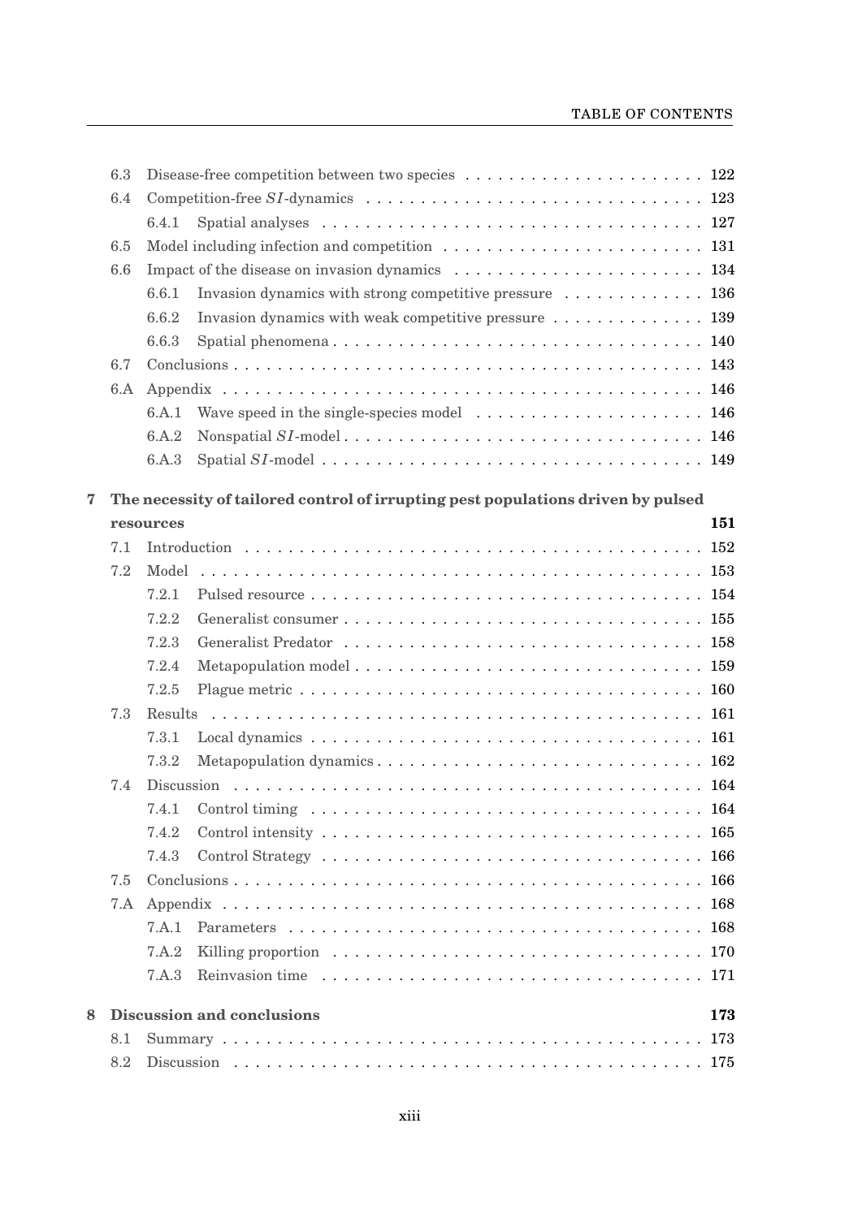| | | |
|---|---|---|
| 6.3 | Disease-free competition between two species | 122 |
| 6.4 | Competition-free $SI$-dynamics | 123 |
| 6.4.1 | Spatial analyses | 127 |
| 6.5 | Model including infection and competition | 131 |
| 6.6 | Impact of the disease on invasion dynamics | 134 |
| 6.6.1 | Invasion dynamics with strong competitive pressure | 136 |
| 6.6.2 | Invasion dynamics with weak competitive pressure | 139 |
| 6.6.3 | Spatial phenomena | 140 |
| 6.7 | Conclusions | 143 |
| 6.A | Appendix | 146 |
| 6.A.1 | Wave speed in the single-species model | 146 |
| 6.A.2 | Nonspatial $SI$-model | 146 |
| 6.A.3 | Spatial $SI$-model | 149 |

**7 The necessity of tailored control of irrupting pest populations driven by pulsed resources** **151**

| | | |
|---|---|---|
| 7.1 | Introduction | 152 |
| 7.2 | Model | 153 |
| 7.2.1 | Pulsed resource | 154 |
| 7.2.2 | Generalist consumer | 155 |
| 7.2.3 | Generalist Predator | 158 |
| 7.2.4 | Metapopulation model | 159 |
| 7.2.5 | Plague metric | 160 |
| 7.3 | Results | 161 |
| 7.3.1 | Local dynamics | 161 |
| 7.3.2 | Metapopulation dynamics | 162 |
| 7.4 | Discussion | 164 |
| 7.4.1 | Control timing | 164 |
| 7.4.2 | Control intensity | 165 |
| 7.4.3 | Control Strategy | 166 |
| 7.5 | Conclusions | 166 |
| 7.A | Appendix | 168 |
| 7.A.1 | Parameters | 168 |
| 7.A.2 | Killing proportion | 170 |
| 7.A.3 | Reinvasion time | 171 |

**8 Discussion and conclusions** **173**

| | | |
|---|---|---|
| 8.1 | Summary | 173 |
| 8.2 | Discussion | 175 |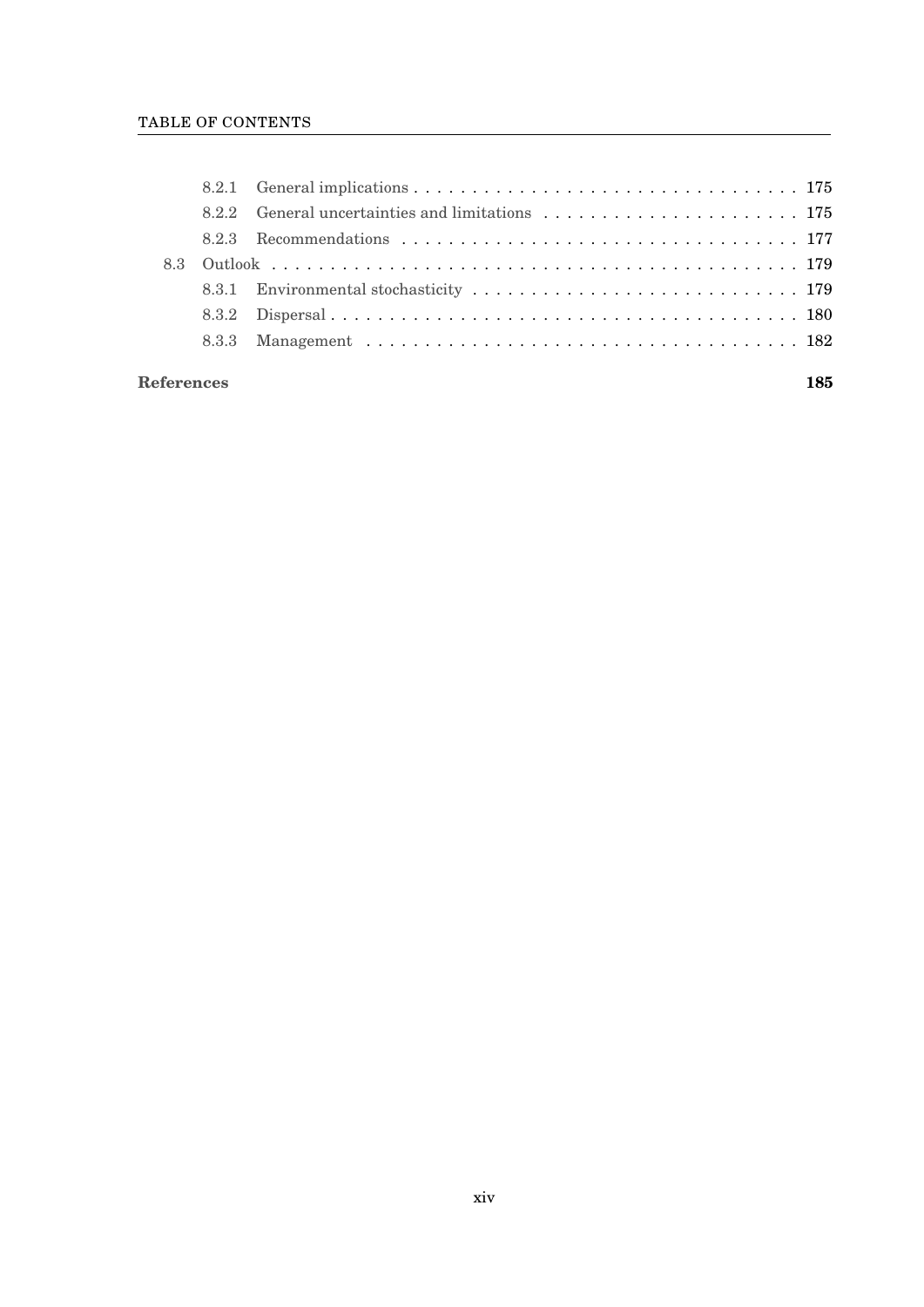8.2.1 General implications . . . . . . . . . . . . . . . . . . . . . . . . . . . . . . . . 175
8.2.2 General uncertainties and limitations . . . . . . . . . . . . . . . . . . . . . . 175
8.2.3 Recommendations . . . . . . . . . . . . . . . . . . . . . . . . . . . . . . . . . 177
8.3 Outlook . . . . . . . . . . . . . . . . . . . . . . . . . . . . . . . . . . . . . . . . 179
8.3.1 Environmental stochasticity . . . . . . . . . . . . . . . . . . . . . . . . . . . 179
8.3.2 Dispersal . . . . . . . . . . . . . . . . . . . . . . . . . . . . . . . . . . . . . 180
8.3.3 Management . . . . . . . . . . . . . . . . . . . . . . . . . . . . . . . . . . . 182

**References** **185**